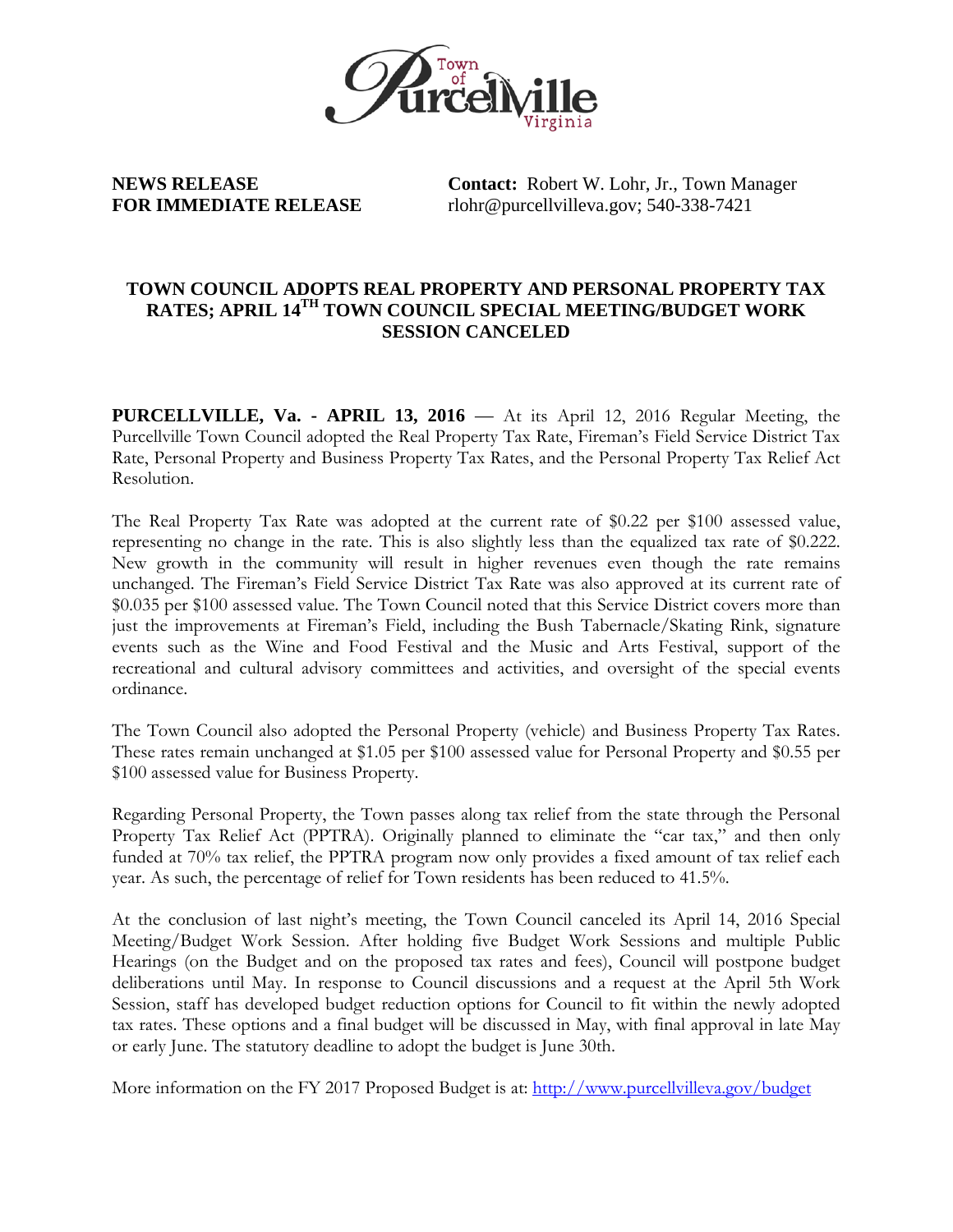Town of Purcellville Virginia

**NEWS RELEASE**
**FOR IMMEDIATE RELEASE**

**Contact:** Robert W. Lohr, Jr., Town Manager
rlohr@purcellvilleva.gov; 540-338-7421

# TOWN COUNCIL ADOPTS REAL PROPERTY AND PERSONAL PROPERTY TAX RATES; APRIL 14TH TOWN COUNCIL SPECIAL MEETING/BUDGET WORK SESSION CANCELED

**PURCELLVILLE, Va. - APRIL 13, 2016** — At its April 12, 2016 Regular Meeting, the Purcellville Town Council adopted the Real Property Tax Rate, Fireman's Field Service District Tax Rate, Personal Property and Business Property Tax Rates, and the Personal Property Tax Relief Act Resolution.

The Real Property Tax Rate was adopted at the current rate of $0.22 per $100 assessed value, representing no change in the rate. This is also slightly less than the equalized tax rate of $0.222. New growth in the community will result in higher revenues even though the rate remains unchanged. The Fireman's Field Service District Tax Rate was also approved at its current rate of $0.035 per $100 assessed value. The Town Council noted that this Service District covers more than just the improvements at Fireman's Field, including the Bush Tabernacle/Skating Rink, signature events such as the Wine and Food Festival and the Music and Arts Festival, support of the recreational and cultural advisory committees and activities, and oversight of the special events ordinance.

The Town Council also adopted the Personal Property (vehicle) and Business Property Tax Rates. These rates remain unchanged at $1.05 per $100 assessed value for Personal Property and $0.55 per $100 assessed value for Business Property.

Regarding Personal Property, the Town passes along tax relief from the state through the Personal Property Tax Relief Act (PPTRA). Originally planned to eliminate the "car tax," and then only funded at 70% tax relief, the PPTRA program now only provides a fixed amount of tax relief each year. As such, the percentage of relief for Town residents has been reduced to 41.5%.

At the conclusion of last night's meeting, the Town Council canceled its April 14, 2016 Special Meeting/Budget Work Session. After holding five Budget Work Sessions and multiple Public Hearings (on the Budget and on the proposed tax rates and fees), Council will postpone budget deliberations until May. In response to Council discussions and a request at the April 5th Work Session, staff has developed budget reduction options for Council to fit within the newly adopted tax rates. These options and a final budget will be discussed in May, with final approval in late May or early June. The statutory deadline to adopt the budget is June 30th.

More information on the FY 2017 Proposed Budget is at: http://www.purcellvilleva.gov/budget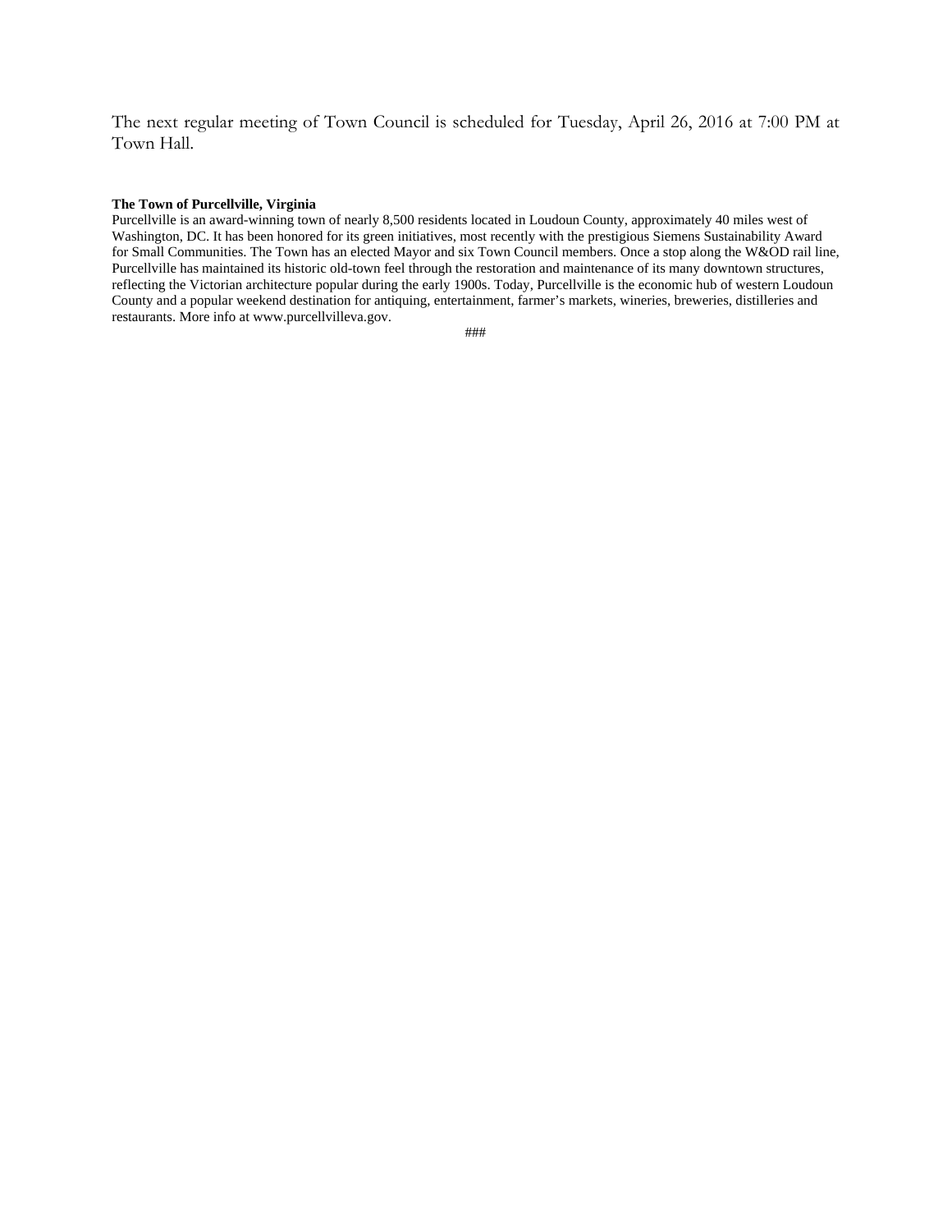The next regular meeting of Town Council is scheduled for Tuesday, April 26, 2016 at 7:00 PM at Town Hall.

**The Town of Purcellville, Virginia**

Purcellville is an award-winning town of nearly 8,500 residents located in Loudoun County, approximately 40 miles west of Washington, DC. It has been honored for its green initiatives, most recently with the prestigious Siemens Sustainability Award for Small Communities. The Town has an elected Mayor and six Town Council members. Once a stop along the W&OD rail line, Purcellville has maintained its historic old-town feel through the restoration and maintenance of its many downtown structures, reflecting the Victorian architecture popular during the early 1900s. Today, Purcellville is the economic hub of western Loudoun County and a popular weekend destination for antiquing, entertainment, farmer's markets, wineries, breweries, distilleries and restaurants. More info at www.purcellvilleva.gov.

###